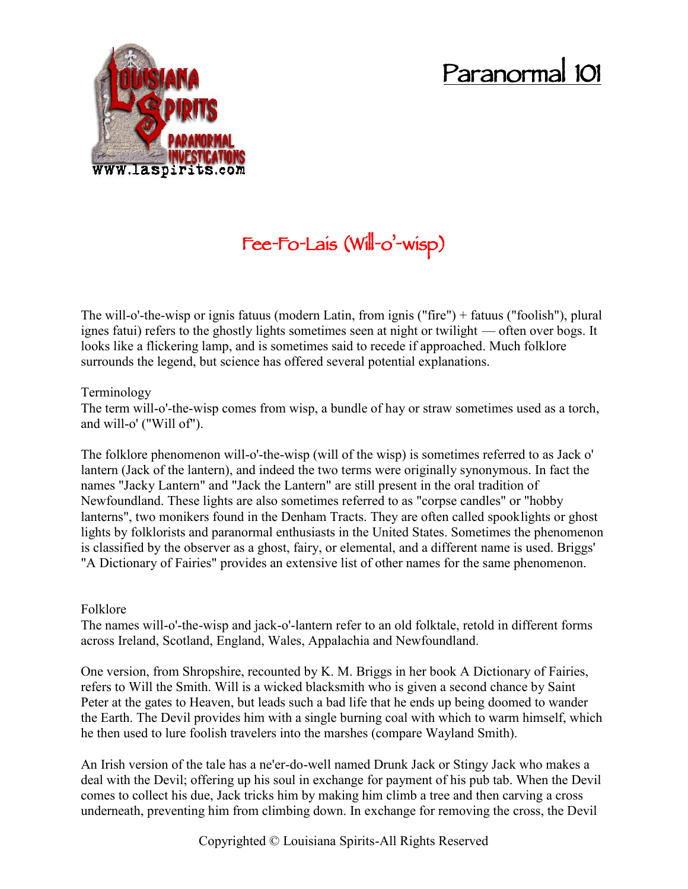# Paranormal 101

## Fee-Fo-Lais (Will-o'-wisp)

The will-o'-the-wisp or ignis fatuus (modern Latin, from ignis ("fire") + fatuus ("foolish"), plural ignes fatui) refers to the ghostly lights sometimes seen at night or twilight — often over bogs. It looks like a flickering lamp, and is sometimes said to recede if approached. Much folklore surrounds the legend, but science has offered several potential explanations.

Terminology

The term will-o'-the-wisp comes from wisp, a bundle of hay or straw sometimes used as a torch, and will-o' ("Will of").

The folklore phenomenon will-o'-the-wisp (will of the wisp) is sometimes referred to as Jack o' lantern (Jack of the lantern), and indeed the two terms were originally synonymous. In fact the names "Jacky Lantern" and "Jack the Lantern" are still present in the oral tradition of Newfoundland. These lights are also sometimes referred to as "corpse candles" or "hobby lanterns", two monikers found in the Denham Tracts. They are often called spooklights or ghost lights by folklorists and paranormal enthusiasts in the United States. Sometimes the phenomenon is classified by the observer as a ghost, fairy, or elemental, and a different name is used. Briggs' "A Dictionary of Fairies" provides an extensive list of other names for the same phenomenon.

Folklore

The names will-o'-the-wisp and jack-o'-lantern refer to an old folktale, retold in different forms across Ireland, Scotland, England, Wales, Appalachia and Newfoundland.

One version, from Shropshire, recounted by K. M. Briggs in her book A Dictionary of Fairies, refers to Will the Smith. Will is a wicked blacksmith who is given a second chance by Saint Peter at the gates to Heaven, but leads such a bad life that he ends up being doomed to wander the Earth. The Devil provides him with a single burning coal with which to warm himself, which he then used to lure foolish travelers into the marshes (compare Wayland Smith).

An Irish version of the tale has a ne'er-do-well named Drunk Jack or Stingy Jack who makes a deal with the Devil; offering up his soul in exchange for payment of his pub tab. When the Devil comes to collect his due, Jack tricks him by making him climb a tree and then carving a cross underneath, preventing him from climbing down. In exchange for removing the cross, the Devil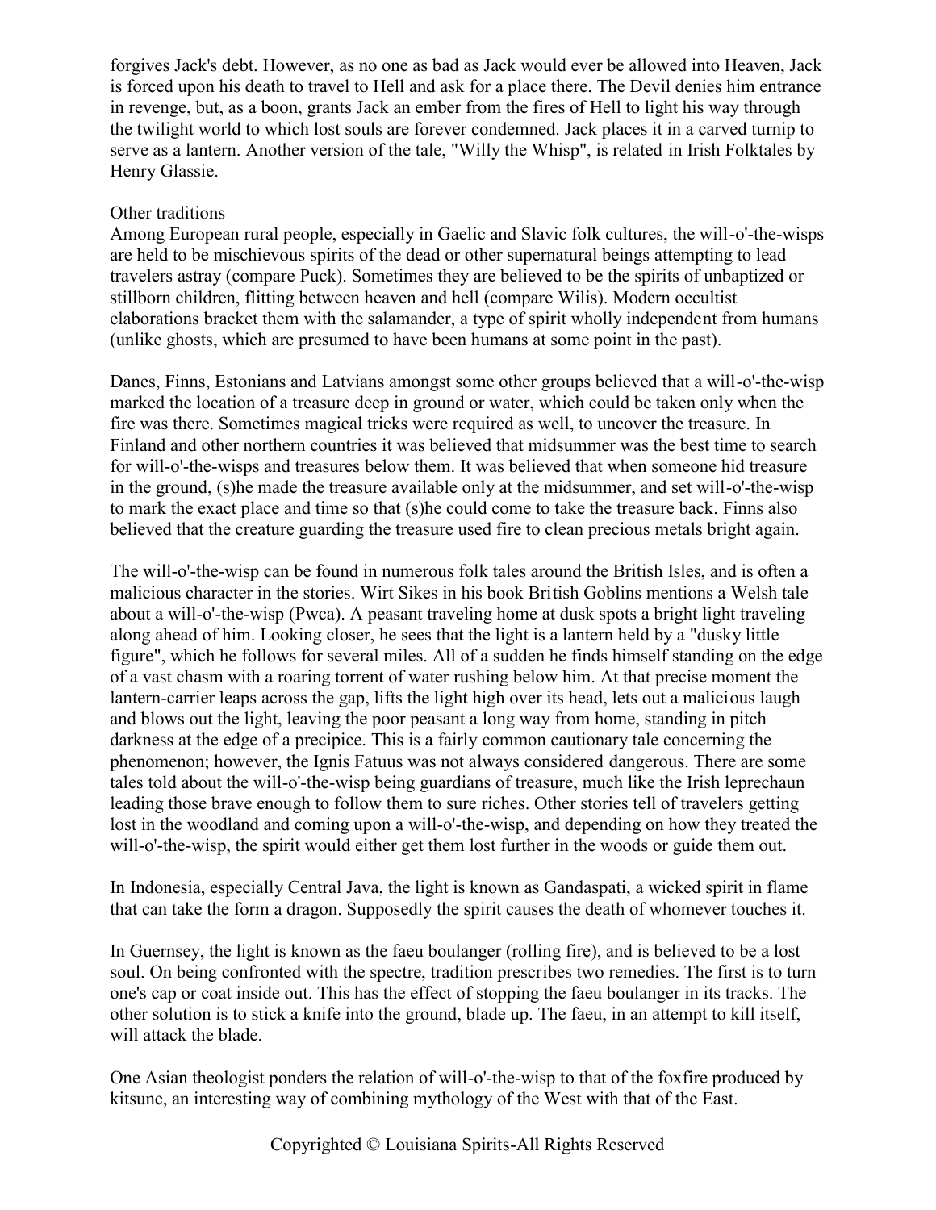forgives Jack's debt. However, as no one as bad as Jack would ever be allowed into Heaven, Jack is forced upon his death to travel to Hell and ask for a place there. The Devil denies him entrance in revenge, but, as a boon, grants Jack an ember from the fires of Hell to light his way through the twilight world to which lost souls are forever condemned. Jack places it in a carved turnip to serve as a lantern. Another version of the tale, "Willy the Whisp", is related in Irish Folktales by Henry Glassie.

## Other traditions

Among European rural people, especially in Gaelic and Slavic folk cultures, the will-o'-the-wisps are held to be mischievous spirits of the dead or other supernatural beings attempting to lead travelers astray (compare Puck). Sometimes they are believed to be the spirits of unbaptized or stillborn children, flitting between heaven and hell (compare Wilis). Modern occultist elaborations bracket them with the salamander, a type of spirit wholly independent from humans (unlike ghosts, which are presumed to have been humans at some point in the past).

Danes, Finns, Estonians and Latvians amongst some other groups believed that a will-o'-the-wisp marked the location of a treasure deep in ground or water, which could be taken only when the fire was there. Sometimes magical tricks were required as well, to uncover the treasure. In Finland and other northern countries it was believed that midsummer was the best time to search for will-o'-the-wisps and treasures below them. It was believed that when someone hid treasure in the ground, (s)he made the treasure available only at the midsummer, and set will-o'-the-wisp to mark the exact place and time so that (s)he could come to take the treasure back. Finns also believed that the creature guarding the treasure used fire to clean precious metals bright again.

The will-o'-the-wisp can be found in numerous folk tales around the British Isles, and is often a malicious character in the stories. Wirt Sikes in his book British Goblins mentions a Welsh tale about a will-o'-the-wisp (Pwca). A peasant traveling home at dusk spots a bright light traveling along ahead of him. Looking closer, he sees that the light is a lantern held by a "dusky little figure", which he follows for several miles. All of a sudden he finds himself standing on the edge of a vast chasm with a roaring torrent of water rushing below him. At that precise moment the lantern-carrier leaps across the gap, lifts the light high over its head, lets out a malicious laugh and blows out the light, leaving the poor peasant a long way from home, standing in pitch darkness at the edge of a precipice. This is a fairly common cautionary tale concerning the phenomenon; however, the Ignis Fatuus was not always considered dangerous. There are some tales told about the will-o'-the-wisp being guardians of treasure, much like the Irish leprechaun leading those brave enough to follow them to sure riches. Other stories tell of travelers getting lost in the woodland and coming upon a will-o'-the-wisp, and depending on how they treated the will-o'-the-wisp, the spirit would either get them lost further in the woods or guide them out.

In Indonesia, especially Central Java, the light is known as Gandaspati, a wicked spirit in flame that can take the form a dragon. Supposedly the spirit causes the death of whomever touches it.

In Guernsey, the light is known as the faeu boulanger (rolling fire), and is believed to be a lost soul. On being confronted with the spectre, tradition prescribes two remedies. The first is to turn one's cap or coat inside out. This has the effect of stopping the faeu boulanger in its tracks. The other solution is to stick a knife into the ground, blade up. The faeu, in an attempt to kill itself, will attack the blade.

One Asian theologist ponders the relation of will-o'-the-wisp to that of the foxfire produced by kitsune, an interesting way of combining mythology of the West with that of the East.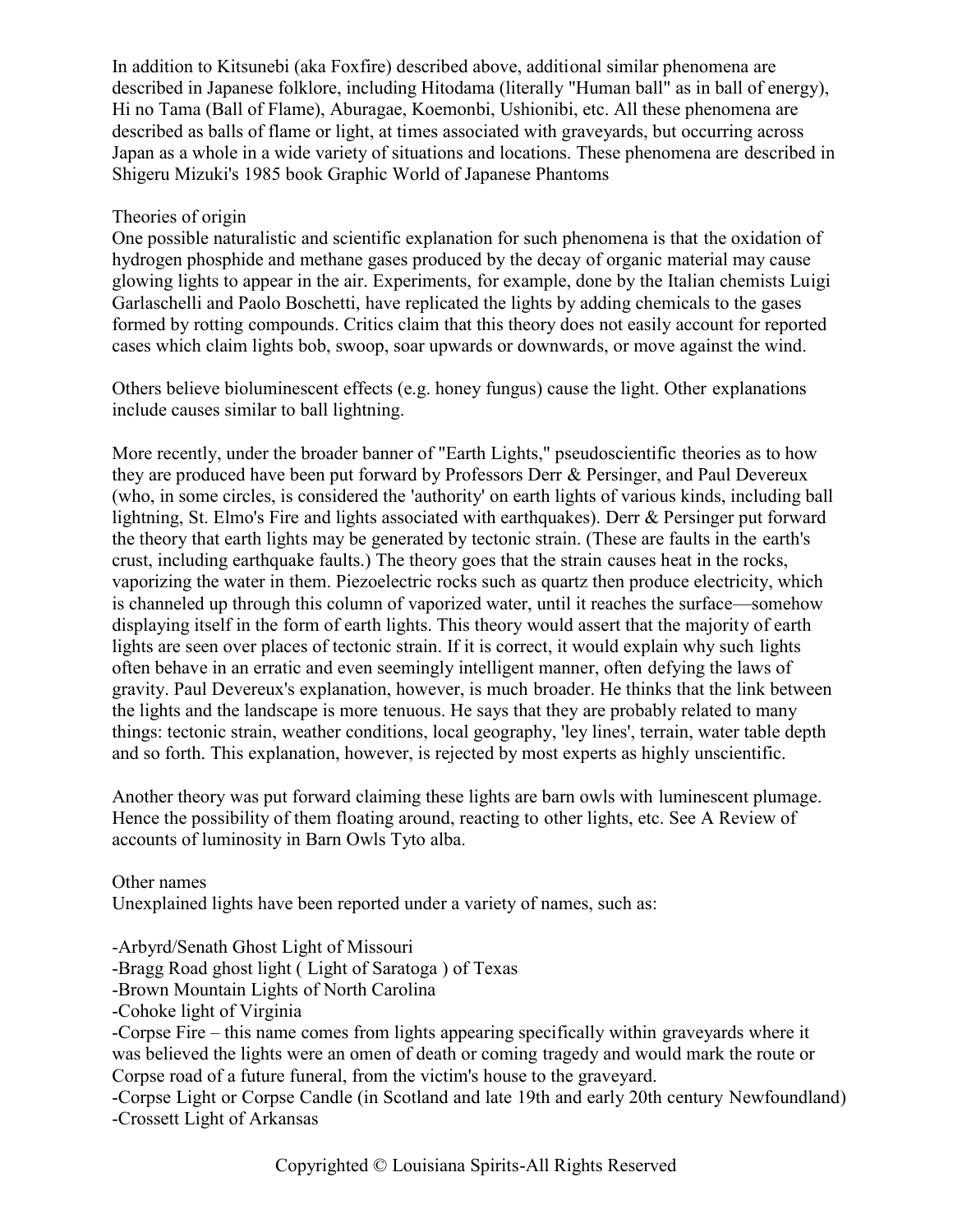In addition to Kitsunebi (aka Foxfire) described above, additional similar phenomena are described in Japanese folklore, including Hitodama (literally "Human ball" as in ball of energy), Hi no Tama (Ball of Flame), Aburagae, Koemonbi, Ushionibi, etc. All these phenomena are described as balls of flame or light, at times associated with graveyards, but occurring across Japan as a whole in a wide variety of situations and locations. These phenomena are described in Shigeru Mizuki's 1985 book Graphic World of Japanese Phantoms

## Theories of origin

One possible naturalistic and scientific explanation for such phenomena is that the oxidation of hydrogen phosphide and methane gases produced by the decay of organic material may cause glowing lights to appear in the air. Experiments, for example, done by the Italian chemists Luigi Garlaschelli and Paolo Boschetti, have replicated the lights by adding chemicals to the gases formed by rotting compounds. Critics claim that this theory does not easily account for reported cases which claim lights bob, swoop, soar upwards or downwards, or move against the wind.

Others believe bioluminescent effects (e.g. honey fungus) cause the light. Other explanations include causes similar to ball lightning.

More recently, under the broader banner of "Earth Lights," pseudoscientific theories as to how they are produced have been put forward by Professors Derr & Persinger, and Paul Devereux (who, in some circles, is considered the 'authority' on earth lights of various kinds, including ball lightning, St. Elmo's Fire and lights associated with earthquakes). Derr & Persinger put forward the theory that earth lights may be generated by tectonic strain. (These are faults in the earth's crust, including earthquake faults.) The theory goes that the strain causes heat in the rocks, vaporizing the water in them. Piezoelectric rocks such as quartz then produce electricity, which is channeled up through this column of vaporized water, until it reaches the surface—somehow displaying itself in the form of earth lights. This theory would assert that the majority of earth lights are seen over places of tectonic strain. If it is correct, it would explain why such lights often behave in an erratic and even seemingly intelligent manner, often defying the laws of gravity. Paul Devereux's explanation, however, is much broader. He thinks that the link between the lights and the landscape is more tenuous. He says that they are probably related to many things: tectonic strain, weather conditions, local geography, 'ley lines', terrain, water table depth and so forth. This explanation, however, is rejected by most experts as highly unscientific.

Another theory was put forward claiming these lights are barn owls with luminescent plumage. Hence the possibility of them floating around, reacting to other lights, etc. See A Review of accounts of luminosity in Barn Owls Tyto alba.

## Other names

Unexplained lights have been reported under a variety of names, such as:

- Arbyrd/Senath Ghost Light of Missouri
- Bragg Road ghost light ( Light of Saratoga ) of Texas
- Brown Mountain Lights of North Carolina
- Cohoke light of Virginia
- Corpse Fire – this name comes from lights appearing specifically within graveyards where it was believed the lights were an omen of death or coming tragedy and would mark the route or Corpse road of a future funeral, from the victim's house to the graveyard.
- Corpse Light or Corpse Candle (in Scotland and late 19th and early 20th century Newfoundland)
- Crossett Light of Arkansas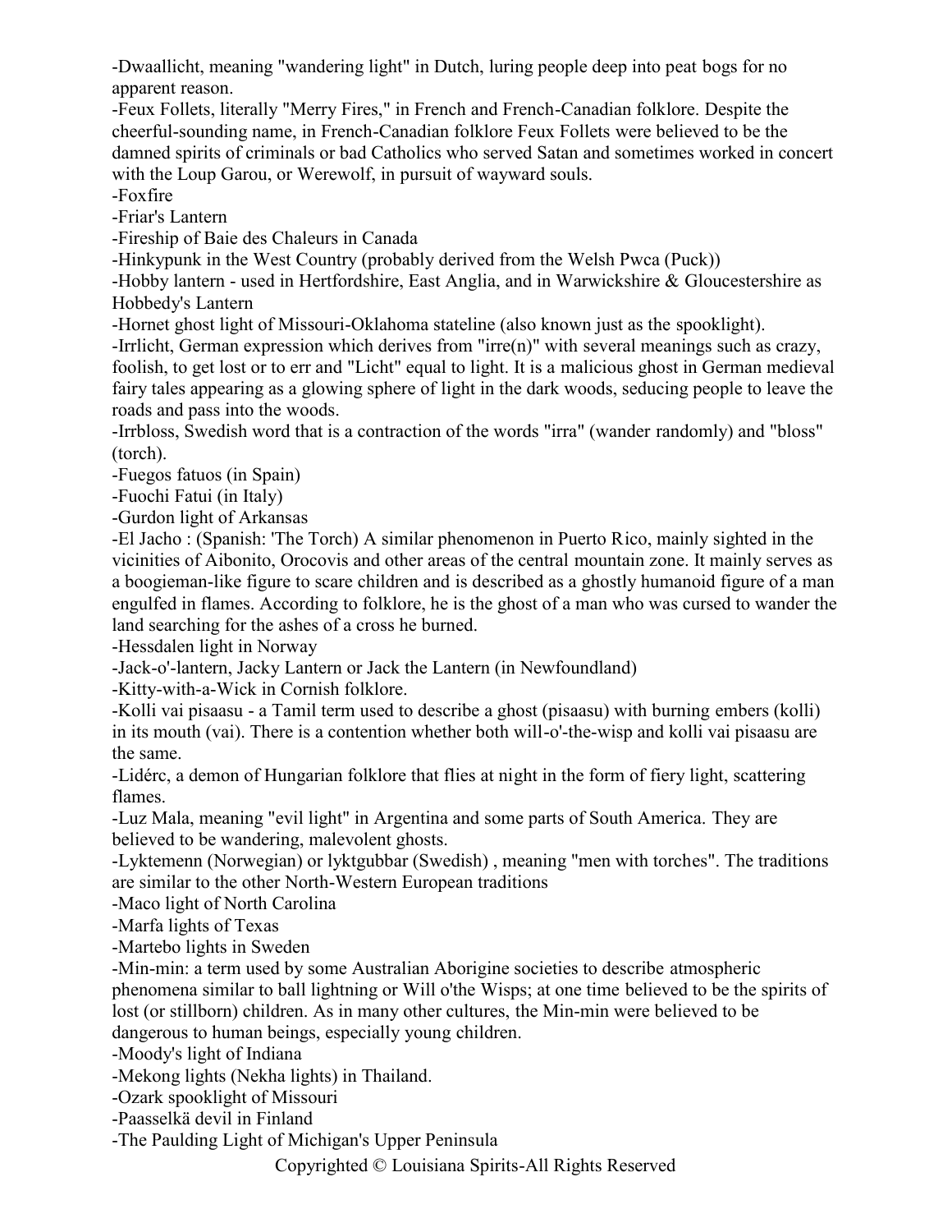-Dwaallicht, meaning "wandering light" in Dutch, luring people deep into peat bogs for no apparent reason.

-Feux Follets, literally "Merry Fires," in French and French-Canadian folklore. Despite the cheerful-sounding name, in French-Canadian folklore Feux Follets were believed to be the damned spirits of criminals or bad Catholics who served Satan and sometimes worked in concert with the Loup Garou, or Werewolf, in pursuit of wayward souls.

-Foxfire

-Friar's Lantern

-Fireship of Baie des Chaleurs in Canada

-Hinkypunk in the West Country (probably derived from the Welsh Pwca (Puck))

-Hobby lantern - used in Hertfordshire, East Anglia, and in Warwickshire & Gloucestershire as Hobbedy's Lantern

-Hornet ghost light of Missouri-Oklahoma stateline (also known just as the spooklight).

-Irrlicht, German expression which derives from "irre(n)" with several meanings such as crazy, foolish, to get lost or to err and "Licht" equal to light. It is a malicious ghost in German medieval fairy tales appearing as a glowing sphere of light in the dark woods, seducing people to leave the roads and pass into the woods.

-Irrbloss, Swedish word that is a contraction of the words "irra" (wander randomly) and "bloss" (torch).

-Fuegos fatuos (in Spain)

-Fuochi Fatui (in Italy)

-Gurdon light of Arkansas

-El Jacho : (Spanish: 'The Torch) A similar phenomenon in Puerto Rico, mainly sighted in the vicinities of Aibonito, Orocovis and other areas of the central mountain zone. It mainly serves as a boogieman-like figure to scare children and is described as a ghostly humanoid figure of a man engulfed in flames. According to folklore, he is the ghost of a man who was cursed to wander the land searching for the ashes of a cross he burned.

-Hessdalen light in Norway

-Jack-o'-lantern, Jacky Lantern or Jack the Lantern (in Newfoundland)

-Kitty-with-a-Wick in Cornish folklore.

-Kolli vai pisaasu - a Tamil term used to describe a ghost (pisaasu) with burning embers (kolli) in its mouth (vai). There is a contention whether both will-o'-the-wisp and kolli vai pisaasu are the same.

-Lidérc, a demon of Hungarian folklore that flies at night in the form of fiery light, scattering flames.

-Luz Mala, meaning "evil light" in Argentina and some parts of South America. They are believed to be wandering, malevolent ghosts.

-Lyktemenn (Norwegian) or lyktgubbar (Swedish) , meaning "men with torches". The traditions are similar to the other North-Western European traditions

-Maco light of North Carolina

-Marfa lights of Texas

-Martebo lights in Sweden

-Min-min: a term used by some Australian Aborigine societies to describe atmospheric phenomena similar to ball lightning or Will o'the Wisps; at one time believed to be the spirits of lost (or stillborn) children. As in many other cultures, the Min-min were believed to be dangerous to human beings, especially young children.

-Moody's light of Indiana

-Mekong lights (Nekha lights) in Thailand.

-Ozark spooklight of Missouri

-Paasselkä devil in Finland

-The Paulding Light of Michigan's Upper Peninsula

Copyrighted © Louisiana Spirits-All Rights Reserved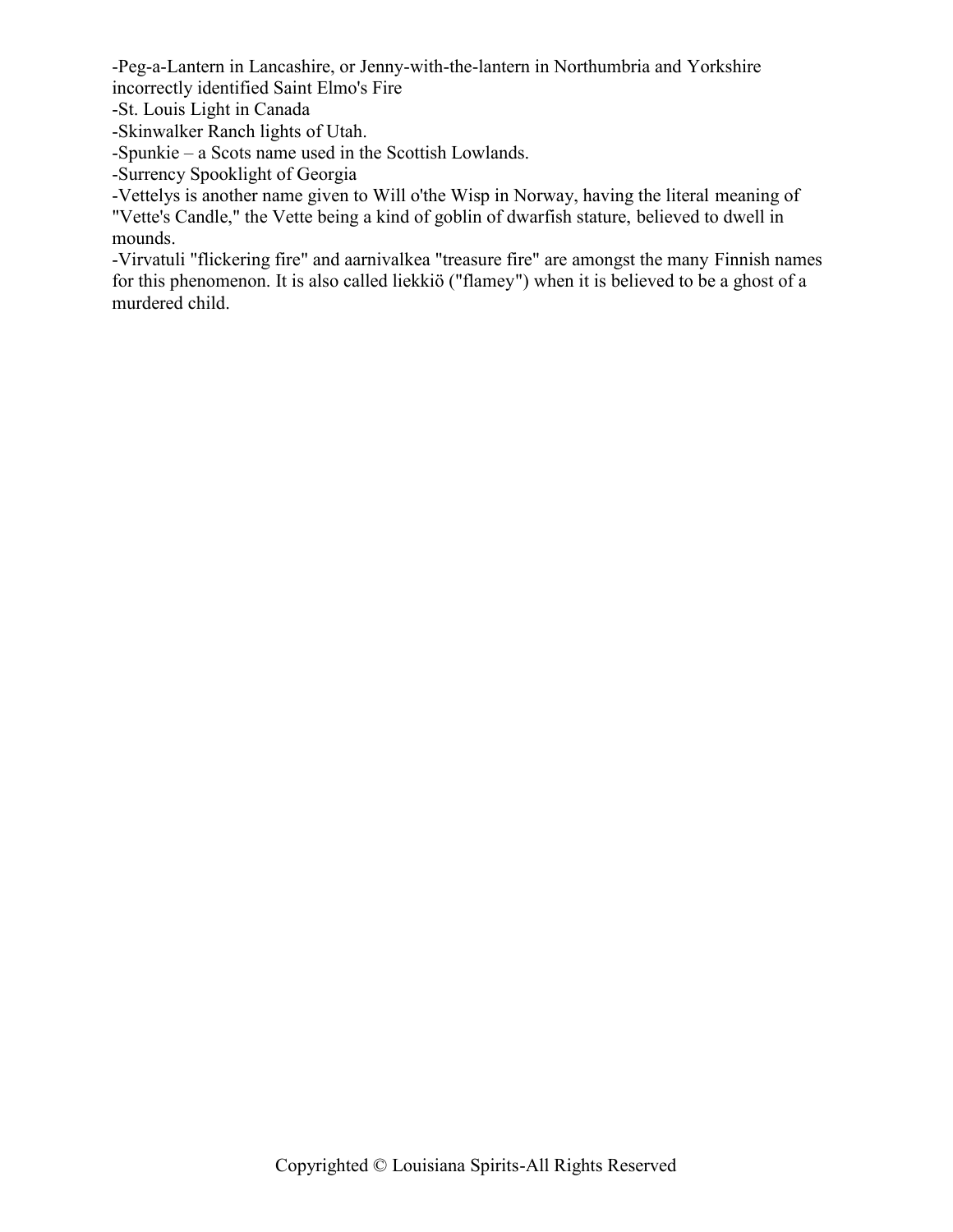-Peg-a-Lantern in Lancashire, or Jenny-with-the-lantern in Northumbria and Yorkshire incorrectly identified Saint Elmo's Fire

-St. Louis Light in Canada

-Skinwalker Ranch lights of Utah.

-Spunkie – a Scots name used in the Scottish Lowlands.

-Surrency Spooklight of Georgia

-Vettelys is another name given to Will o'the Wisp in Norway, having the literal meaning of "Vette's Candle," the Vette being a kind of goblin of dwarfish stature, believed to dwell in mounds.

-Virvatuli "flickering fire" and aarnivalkea "treasure fire" are amongst the many Finnish names for this phenomenon. It is also called liekkiö ("flamey") when it is believed to be a ghost of a murdered child.